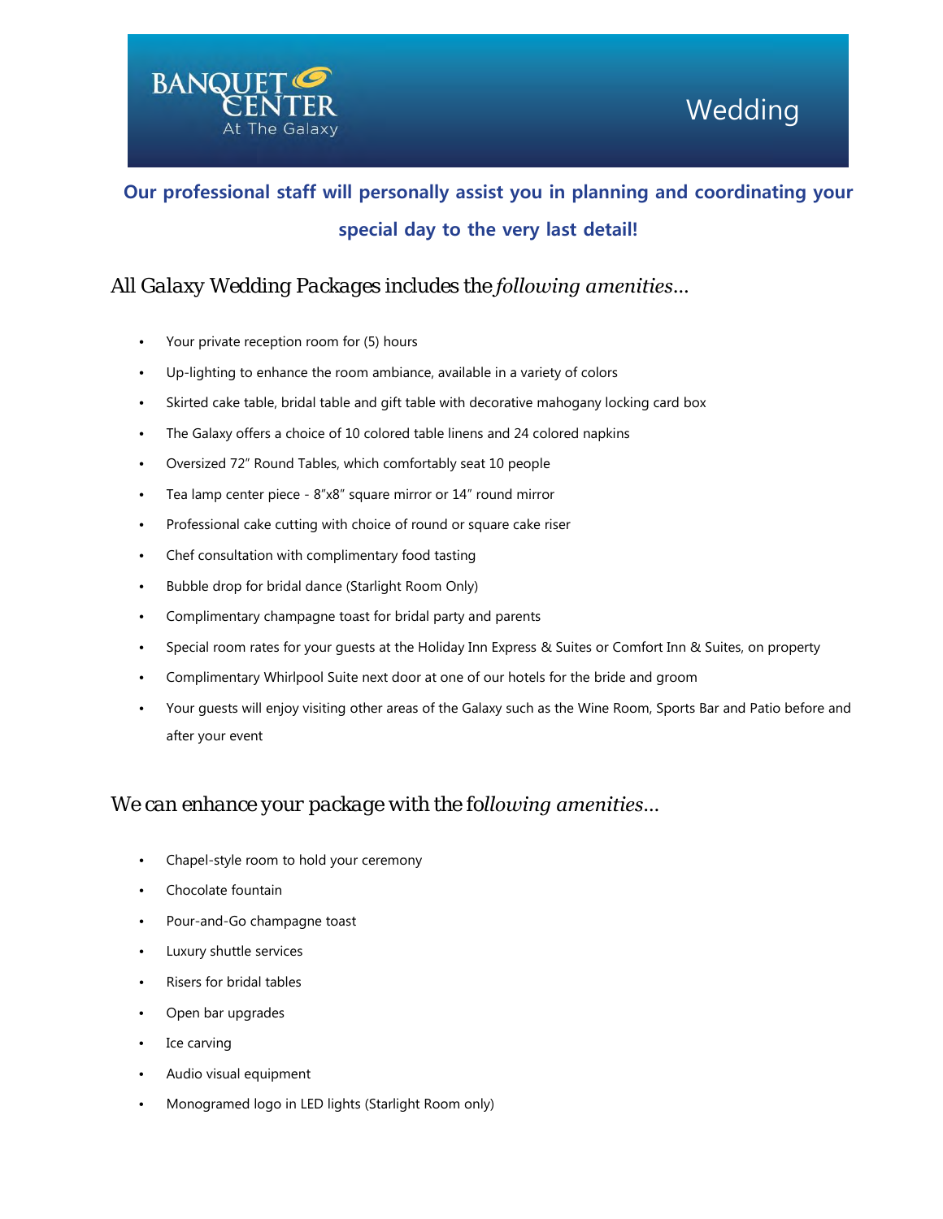# BANQUET CENTER At The Galaxy

# Wedding

**Our professional staff will personally assist you in planning and coordinating your special day to the very last detail!**

## All Galaxy Wedding Packages includes the *following amenities…*

- Your private reception room for (5) hours
- Up-lighting to enhance the room ambiance, available in a variety of colors
- Skirted cake table, bridal table and gift table with decorative mahogany locking card box
- The Galaxy offers a choice of 10 colored table linens and 24 colored napkins
- Oversized 72" Round Tables, which comfortably seat 10 people
- Tea lamp center piece - 8"x8" square mirror or 14" round mirror
- Professional cake cutting with choice of round or square cake riser
- Chef consultation with complimentary food tasting
- Bubble drop for bridal dance (Starlight Room Only)
- Complimentary champagne toast for bridal party and parents
- Special room rates for your guests at the Holiday Inn Express & Suites or Comfort Inn & Suites, on property
- Complimentary Whirlpool Suite next door at one of our hotels for the bride and groom
- Your guests will enjoy visiting other areas of the Galaxy such as the Wine Room, Sports Bar and Patio before and after your event

## We can enhance your package with the fo*llowing amenities…*

- Chapel-style room to hold your ceremony
- Chocolate fountain
- Pour-and-Go champagne toast
- Luxury shuttle services
- Risers for bridal tables
- Open bar upgrades
- Ice carving
- Audio visual equipment
- Monogramed logo in LED lights (Starlight Room only)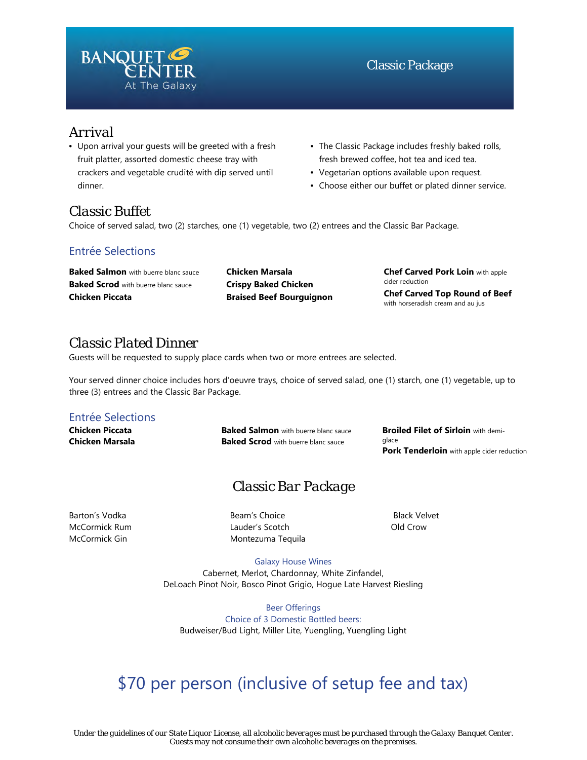# BANQUET CENTER At The Galaxy

## Classic Package

## Arrival

- Upon arrival your guests will be greeted with a fresh fruit platter, assorted domestic cheese tray with crackers and vegetable crudité with dip served until dinner.
- The Classic Package includes freshly baked rolls, fresh brewed coffee, hot tea and iced tea.
- Vegetarian options available upon request.
- Choose either our buffet or plated dinner service.

## Classic Buffet

Choice of served salad, two (2) starches, one (1) vegetable, two (2) entrees and the Classic Bar Package.

### Entrée Selections

**Baked Salmon** with buerre blanc sauce
**Baked Scrod** with buerre blanc sauce
**Chicken Piccata**
**Chicken Marsala**
**Crispy Baked Chicken**
**Braised Beef Bourguignon**
**Chef Carved Pork Loin** with apple cider reduction
**Chef Carved Top Round of Beef** with horseradish cream and au jus

## Classic Plated Dinner

Guests will be requested to supply place cards when two or more entrees are selected.

Your served dinner choice includes hors d'oeuvre trays, choice of served salad, one (1) starch, one (1) vegetable, up to three (3) entrees and the Classic Bar Package.

### Entrée Selections

**Chicken Piccata**
**Chicken Marsala**
**Baked Salmon** with buerre blanc sauce
**Baked Scrod** with buerre blanc sauce
**Broiled Filet of Sirloin** with demi-glace
**Pork Tenderloin** with apple cider reduction

## Classic Bar Package

Barton's Vodka
McCormick Rum
McCormick Gin
Beam's Choice
Lauder's Scotch
Montezuma Tequila
Black Velvet
Old Crow

### Galaxy House Wines

Cabernet, Merlot, Chardonnay, White Zinfandel,
DeLoach Pinot Noir, Bosco Pinot Grigio, Hogue Late Harvest Riesling

### Beer Offerings

Choice of 3 Domestic Bottled beers:
Budweiser/Bud Light, Miller Lite, Yuengling, Yuengling Light

## $70 per person (inclusive of setup fee and tax)

*Under the guidelines of our State Liquor License, all alcoholic beverages must be purchased through the Galaxy Banquet Center. Guests may not consume their own alcoholic beverages on the premises.*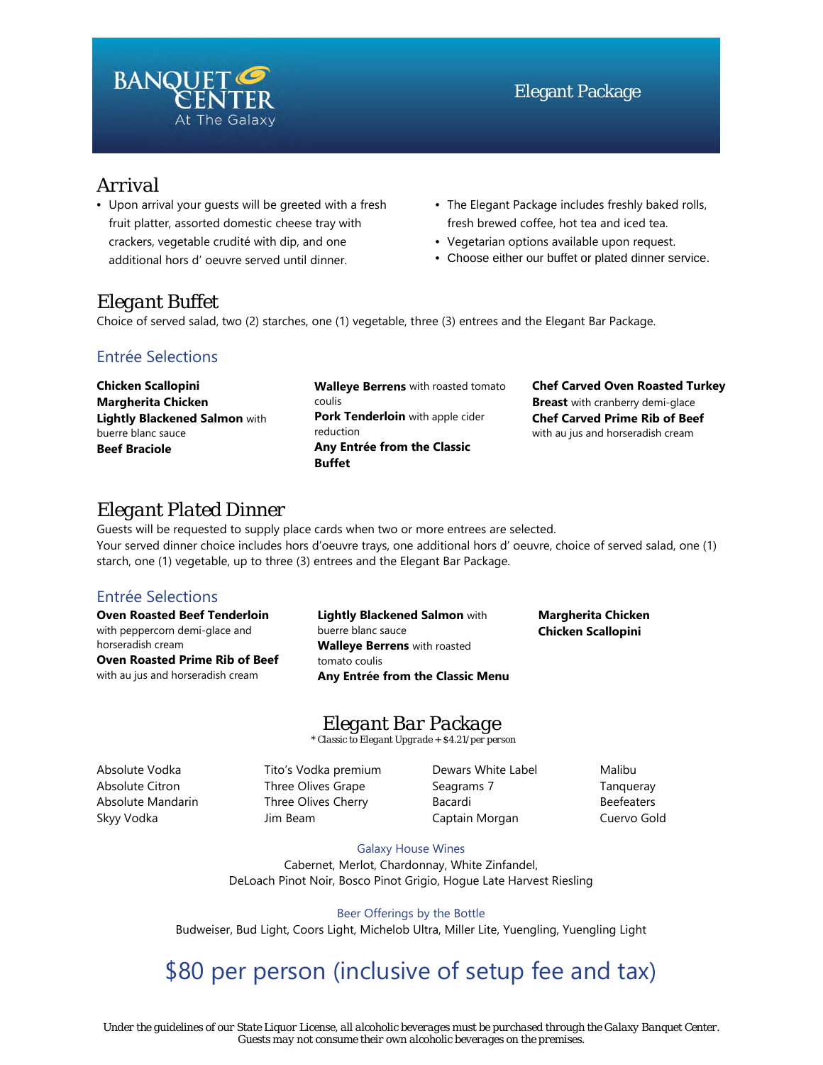BANQUET CENTER At The Galaxy

# Elegant Package

## Arrival

- Upon arrival your guests will be greeted with a fresh fruit platter, assorted domestic cheese tray with crackers, vegetable crudité with dip, and one additional hors d' oeuvre served until dinner.
- The Elegant Package includes freshly baked rolls, fresh brewed coffee, hot tea and iced tea.
- Vegetarian options available upon request.
- Choose either our buffet or plated dinner service.

## Elegant Buffet

Choice of served salad, two (2) starches, one (1) vegetable, three (3) entrees and the Elegant Bar Package.

### Entrée Selections

**Chicken Scallopini**
**Margherita Chicken**
**Lightly Blackened Salmon** with buerre blanc sauce
**Beef Braciole**
**Walleye Berrens** with roasted tomato coulis
**Pork Tenderloin** with apple cider reduction
**Any Entrée from the Classic Buffet**
**Chef Carved Oven Roasted Turkey Breast** with cranberry demi-glace
**Chef Carved Prime Rib of Beef** with au jus and horseradish cream

## Elegant Plated Dinner

Guests will be requested to supply place cards when two or more entrees are selected.
Your served dinner choice includes hors d'oeuvre trays, one additional hors d' oeuvre, choice of served salad, one (1) starch, one (1) vegetable, up to three (3) entrees and the Elegant Bar Package.

### Entrée Selections

**Oven Roasted Beef Tenderloin** with peppercorn demi-glace and horseradish cream
**Oven Roasted Prime Rib of Beef** with au jus and horseradish cream
**Lightly Blackened Salmon** with buerre blanc sauce
**Walleye Berrens** with roasted tomato coulis
**Any Entrée from the Classic Menu**
**Margherita Chicken**
**Chicken Scallopini**

## Elegant Bar Package

*\* Classic to Elegant Upgrade + $4.21/per person*

Absolute Vodka
Absolute Citron
Absolute Mandarin
Skyy Vodka
Tito's Vodka premium
Three Olives Grape
Three Olives Cherry
Jim Beam
Dewars White Label
Seagrams 7
Bacardi
Captain Morgan
Malibu
Tanqueray
Beefeaters
Cuervo Gold

### Galaxy House Wines

Cabernet, Merlot, Chardonnay, White Zinfandel,
DeLoach Pinot Noir, Bosco Pinot Grigio, Hogue Late Harvest Riesling

### Beer Offerings by the Bottle

Budweiser, Bud Light, Coors Light, Michelob Ultra, Miller Lite, Yuengling, Yuengling Light

## $80 per person (inclusive of setup fee and tax)

*Under the guidelines of our State Liquor License, all alcoholic beverages must be purchased through the Galaxy Banquet Center. Guests may not consume their own alcoholic beverages on the premises.*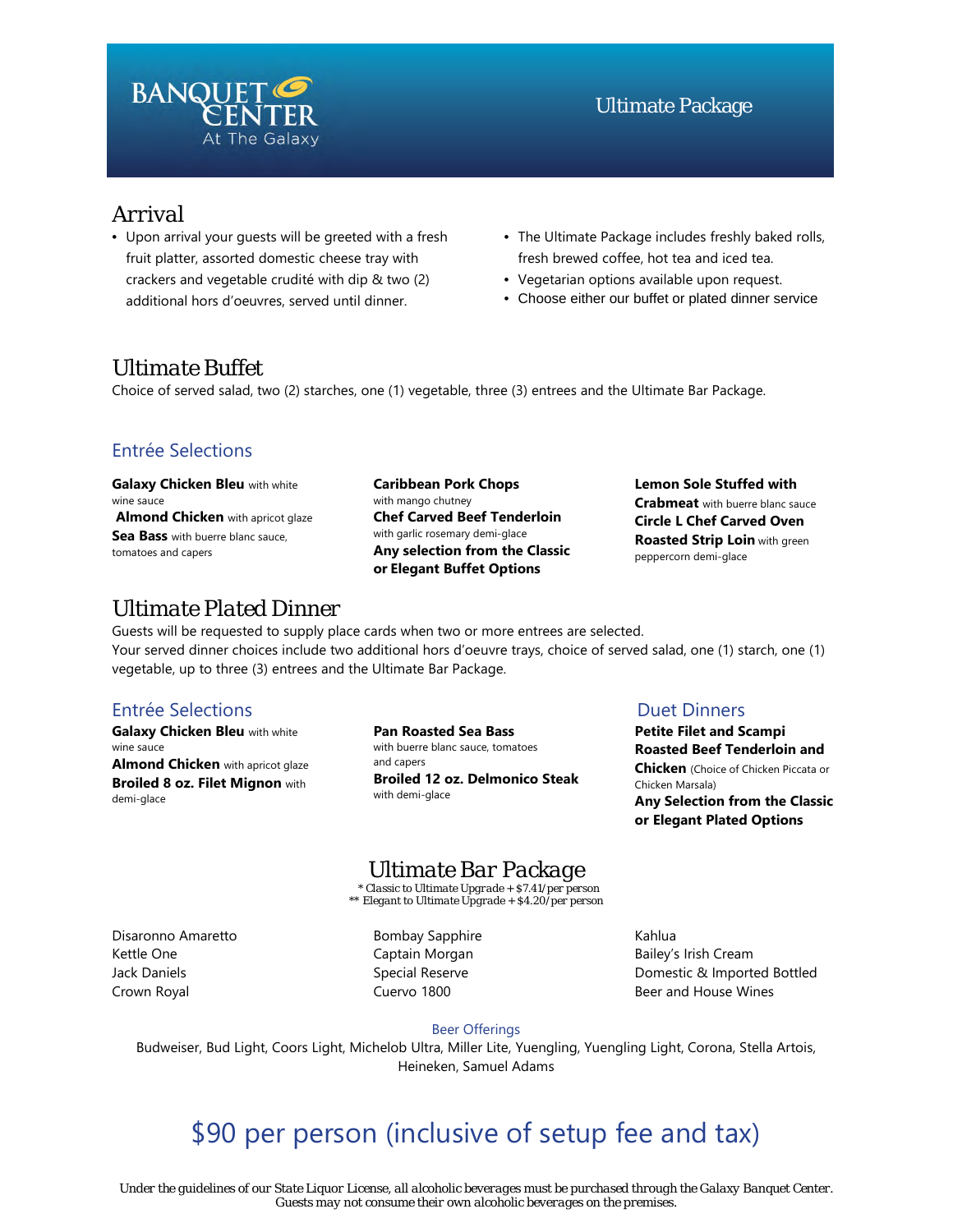# Banquet Center At The Galaxy

## Ultimate Package

## Arrival

- Upon arrival your guests will be greeted with a fresh fruit platter, assorted domestic cheese tray with crackers and vegetable crudité with dip & two (2) additional hors d'oeuvres, served until dinner.
- The Ultimate Package includes freshly baked rolls, fresh brewed coffee, hot tea and iced tea.
- Vegetarian options available upon request.
- Choose either our buffet or plated dinner service

## Ultimate Buffet

Choice of served salad, two (2) starches, one (1) vegetable, three (3) entrees and the Ultimate Bar Package.

### Entrée Selections

**Galaxy Chicken Bleu** with white wine sauce
**Almond Chicken** with apricot glaze
**Sea Bass** with buerre blanc sauce, tomatoes and capers

**Caribbean Pork Chops** with mango chutney
**Chef Carved Beef Tenderloin** with garlic rosemary demi-glace
**Any selection from the Classic or Elegant Buffet Options**

**Lemon Sole Stuffed with Crabmeat** with buerre blanc sauce
**Circle L Chef Carved Oven Roasted Strip Loin** with green peppercorn demi-glace

## Ultimate Plated Dinner

Guests will be requested to supply place cards when two or more entrees are selected.
Your served dinner choices include two additional hors d'oeuvre trays, choice of served salad, one (1) starch, one (1) vegetable, up to three (3) entrees and the Ultimate Bar Package.

### Entrée Selections

**Galaxy Chicken Bleu** with white wine sauce
**Almond Chicken** with apricot glaze
**Broiled 8 oz. Filet Mignon** with demi-glace

**Pan Roasted Sea Bass** with buerre blanc sauce, tomatoes and capers
**Broiled 12 oz. Delmonico Steak** with demi-glace

### Duet Dinners

**Petite Filet and Scampi**
**Roasted Beef Tenderloin and Chicken** (Choice of Chicken Piccata or Chicken Marsala)
**Any Selection from the Classic or Elegant Plated Options**

## Ultimate Bar Package

*\* Classic to Ultimate Upgrade + $7.41/per person*
*\*\* Elegant to Ultimate Upgrade + $4.20/per person*

Disaronno Amaretto
Kettle One
Jack Daniels
Crown Royal

Bombay Sapphire
Captain Morgan
Special Reserve
Cuervo 1800

Kahlua
Bailey's Irish Cream
Domestic & Imported Bottled Beer and House Wines

### Beer Offerings

Budweiser, Bud Light, Coors Light, Michelob Ultra, Miller Lite, Yuengling, Yuengling Light, Corona, Stella Artois, Heineken, Samuel Adams

## $90 per person (inclusive of setup fee and tax)

*Under the guidelines of our State Liquor License, all alcoholic beverages must be purchased through the Galaxy Banquet Center. Guests may not consume their own alcoholic beverages on the premises.*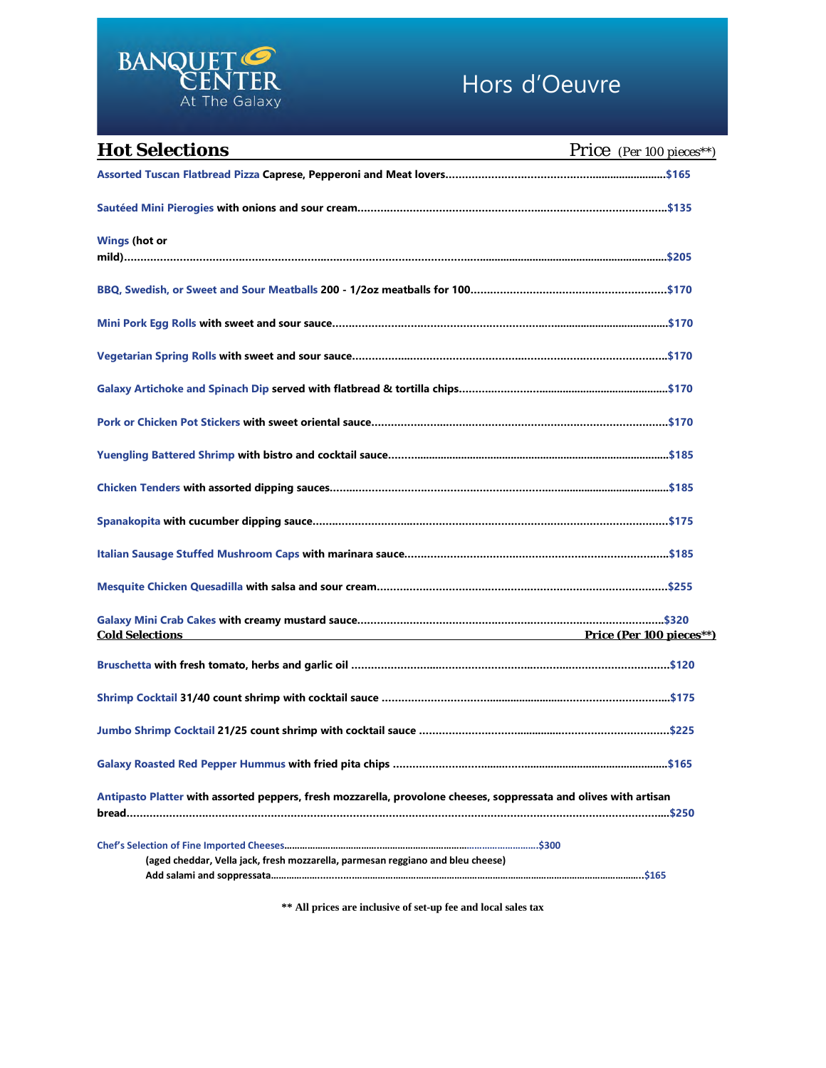# BANQUET CENTER At The Galaxy

# Hors d'Oeuvre

## Hot Selections

Price (Per 100 pieces**)

**Assorted Tuscan Flatbread Pizza** Caprese, Pepperoni and Meat lovers....................$165

**Sautéed Mini Pierogies** with onions and sour cream....................$135

**Wings** (hot or mild)....................$205

**BBQ, Swedish, or Sweet and Sour Meatballs** 200 - 1/2oz meatballs for 100....................$170

**Mini Pork Egg Rolls** with sweet and sour sauce....................$170

**Vegetarian Spring Rolls** with sweet and sour sauce....................$170

**Galaxy Artichoke and Spinach Dip** served with flatbread & tortilla chips....................$170

**Pork or Chicken Pot Stickers** with sweet oriental sauce....................$170

**Yuengling Battered Shrimp** with bistro and cocktail sauce....................$185

**Chicken Tenders** with assorted dipping sauces....................$185

**Spanakopita** with cucumber dipping sauce....................$175

**Italian Sausage Stuffed Mushroom Caps** with marinara sauce....................$185

**Mesquite Chicken Quesadilla** with salsa and sour cream....................$255

**Galaxy Mini Crab Cakes** with creamy mustard sauce....................$320

## Cold Selections

Price (Per 100 pieces**)

**Bruschetta** with fresh tomato, herbs and garlic oil ....................$120

**Shrimp Cocktail** 31/40 count shrimp with cocktail sauce ....................$175

**Jumbo Shrimp Cocktail** 21/25 count shrimp with cocktail sauce ....................$225

**Galaxy Roasted Red Pepper Hummus** with fried pita chips ....................$165

**Antipasto Platter** with assorted peppers, fresh mozzarella, provolone cheeses, soppressata and olives with artisan bread....................$250

**Chef's Selection of Fine Imported Cheeses**....................$300
(aged cheddar, Vella jack, fresh mozzarella, parmesan reggiano and bleu cheese)
Add salami and soppressata....................$165

** All prices are inclusive of set-up fee and local sales tax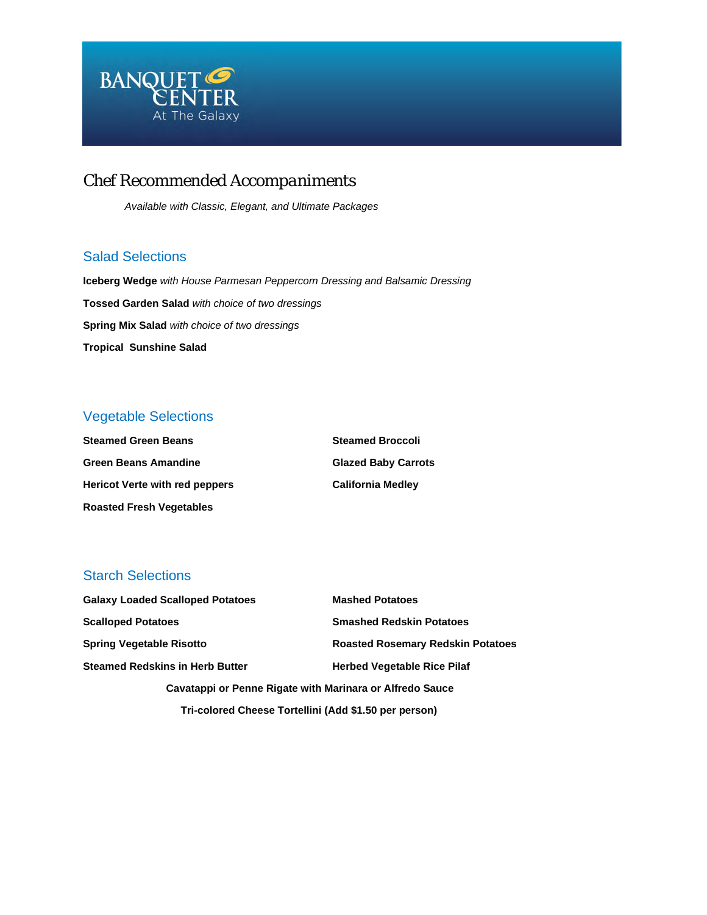BANQUET CENTER
At The Galaxy

# Chef Recommended Accompaniments

*Available with Classic, Elegant, and Ultimate Packages*

## Salad Selections

**Iceberg Wedge** *with House Parmesan Peppercorn Dressing and Balsamic Dressing*

**Tossed Garden Salad** *with choice of two dressings*

**Spring Mix Salad** *with choice of two dressings*

**Tropical Sunshine Salad**

## Vegetable Selections

**Steamed Green Beans**

**Green Beans Amandine**

**Hericot Verte with red peppers**

**Roasted Fresh Vegetables**

**Steamed Broccoli**

**Glazed Baby Carrots**

**California Medley**

## Starch Selections

**Galaxy Loaded Scalloped Potatoes**

**Scalloped Potatoes**

**Spring Vegetable Risotto**

**Steamed Redskins in Herb Butter**

**Mashed Potatoes**

**Smashed Redskin Potatoes**

**Roasted Rosemary Redskin Potatoes**

**Herbed Vegetable Rice Pilaf**

**Cavatappi or Penne Rigate with Marinara or Alfredo Sauce**

**Tri-colored Cheese Tortellini (Add $1.50 per person)**